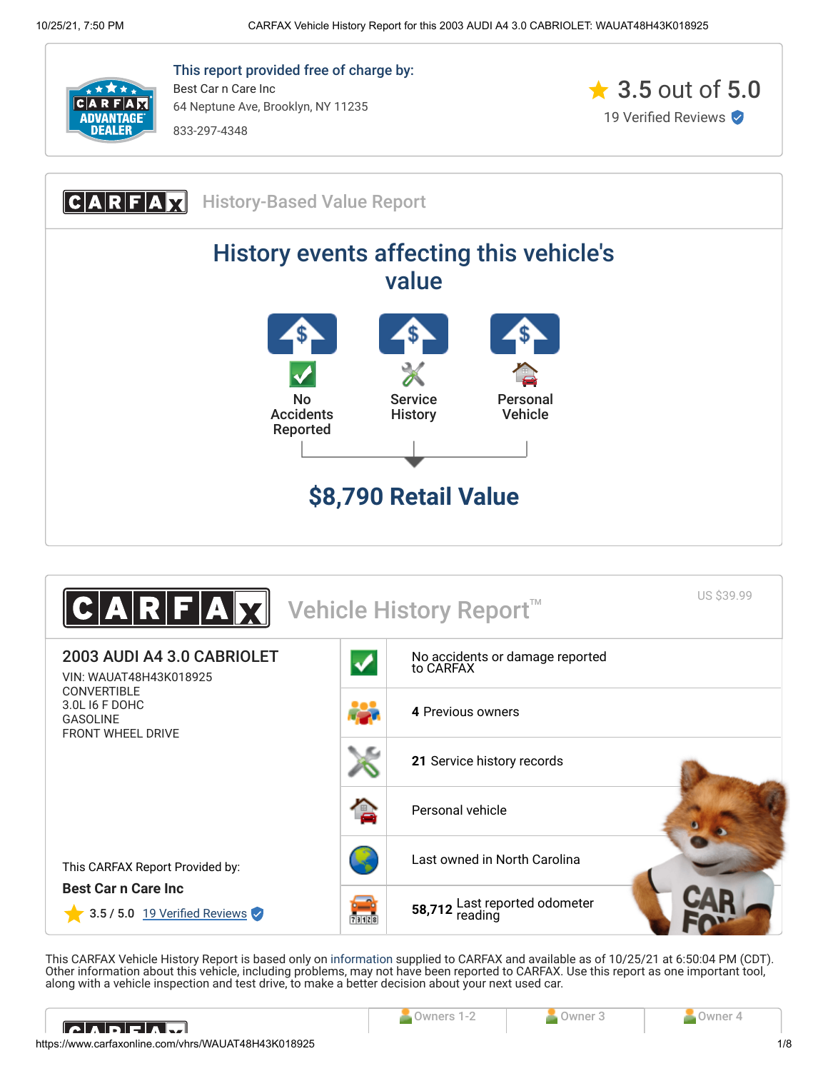This report provided free of charge by:

Best Car n Care Inc
64 Neptune Ave, Brooklyn, NY 11235
833-297-4348

3.5 out of 5.0
19 Verified Reviews

## CARFAX History-Based Value Report

# History events affecting this vehicle's value

No Accidents Reported

Service History

Personal Vehicle

## $8,790 Retail Value

## CARFAX Vehicle History Report™

US $39.99

### 2003 AUDI A4 3.0 CABRIOLET

VIN: WAUAT48H43K018925
CONVERTIBLE
3.0L I6 F DOHC
GASOLINE
FRONT WHEEL DRIVE

| | |
|---|---|
| No accidents or damage reported to CARFAX |
| **4** Previous owners |
| **21** Service history records |
| Personal vehicle |
| Last owned in North Carolina |
| **58,712** Last reported odometer reading |

This CARFAX Report Provided by:

**Best Car n Care Inc**

3.5 / 5.0 19 Verified Reviews

This CARFAX Vehicle History Report is based only on information supplied to CARFAX and available as of 10/25/21 at 6:50:04 PM (CDT). Other information about this vehicle, including problems, may not have been reported to CARFAX. Use this report as one important tool, along with a vehicle inspection and test drive, to make a better decision about your next used car.

Owners 1-2 | Owner 3 | Owner 4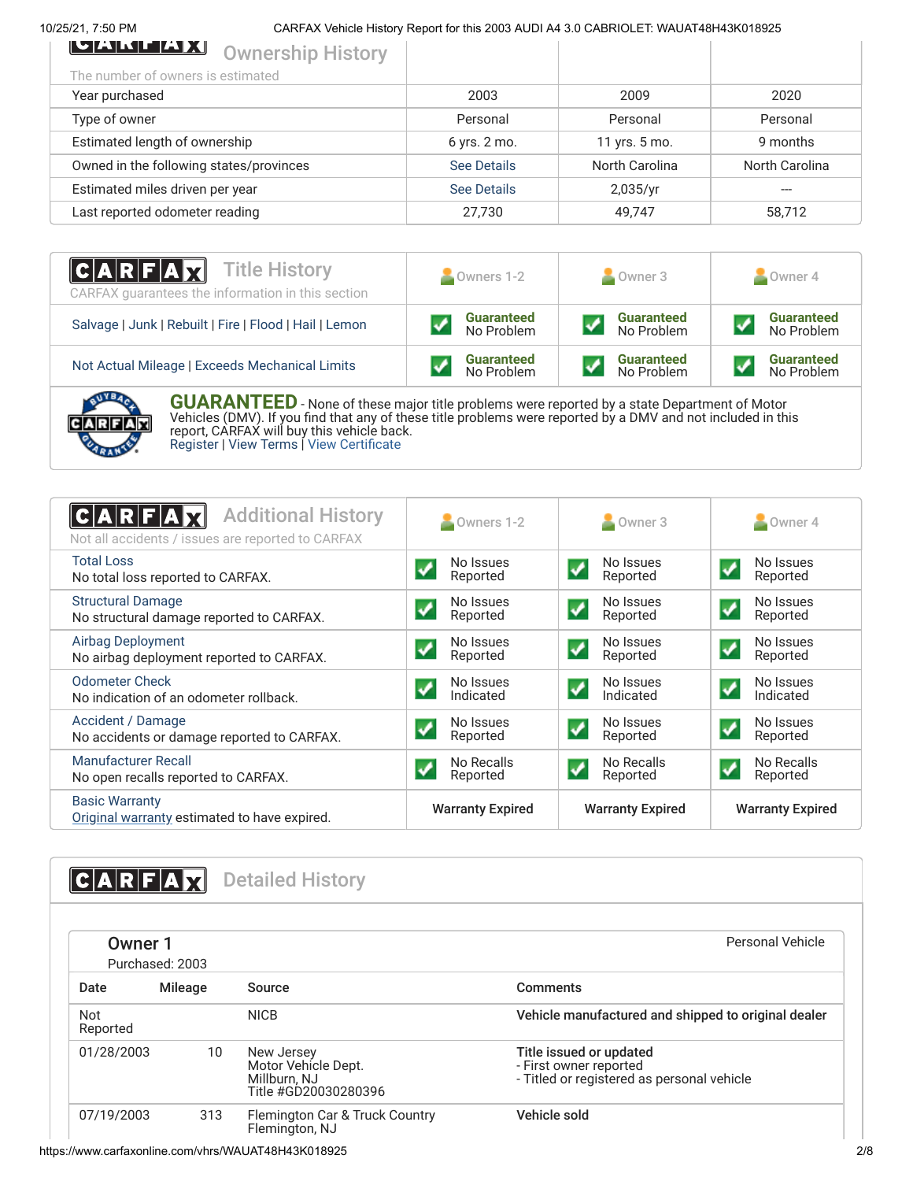## Ownership History

The number of owners is estimated

| | | | |
|---|---|---|---|
| Year purchased | 2003 | 2009 | 2020 |
| Type of owner | Personal | Personal | Personal |
| Estimated length of ownership | 6 yrs. 2 mo. | 11 yrs. 5 mo. | 9 months |
| Owned in the following states/provinces | See Details | North Carolina | North Carolina |
| Estimated miles driven per year | See Details | 2,035/yr | --- |
| Last reported odometer reading | 27,730 | 49,747 | 58,712 |

## Title History

CARFAX guarantees the information in this section

| | Owners 1-2 | Owner 3 | Owner 4 |
|---|---|---|---|
| Salvage \| Junk \| Rebuilt \| Fire \| Flood \| Hail \| Lemon | Guaranteed No Problem | Guaranteed No Problem | Guaranteed No Problem |
| Not Actual Mileage \| Exceeds Mechanical Limits | Guaranteed No Problem | Guaranteed No Problem | Guaranteed No Problem |

**GUARANTEED** - None of these major title problems were reported by a state Department of Motor Vehicles (DMV). If you find that any of these title problems were reported by a DMV and not included in this report, CARFAX will buy this vehicle back.
Register | View Terms | View Certificate

## Additional History

Not all accidents / issues are reported to CARFAX

| | Owners 1-2 | Owner 3 | Owner 4 |
|---|---|---|---|
| Total Loss<br>No total loss reported to CARFAX. | No Issues Reported | No Issues Reported | No Issues Reported |
| Structural Damage<br>No structural damage reported to CARFAX. | No Issues Reported | No Issues Reported | No Issues Reported |
| Airbag Deployment<br>No airbag deployment reported to CARFAX. | No Issues Reported | No Issues Reported | No Issues Reported |
| Odometer Check<br>No indication of an odometer rollback. | No Issues Indicated | No Issues Indicated | No Issues Indicated |
| Accident / Damage<br>No accidents or damage reported to CARFAX. | No Issues Reported | No Issues Reported | No Issues Reported |
| Manufacturer Recall<br>No open recalls reported to CARFAX. | No Recalls Reported | No Recalls Reported | No Recalls Reported |
| Basic Warranty<br>Original warranty estimated to have expired. | Warranty Expired | Warranty Expired | Warranty Expired |

## Detailed History

### Owner 1

Purchased: 2003

Personal Vehicle

| Date | Mileage | Source | Comments |
|---|---|---|---|
| Not Reported | | NICB | **Vehicle manufactured and shipped to original dealer** |
| 01/28/2003 | 10 | New Jersey Motor Vehicle Dept. Millburn, NJ Title #GD20030280396 | **Title issued or updated**<br>- First owner reported<br>- Titled or registered as personal vehicle |
| 07/19/2003 | 313 | Flemington Car & Truck Country Flemington, NJ | **Vehicle sold** |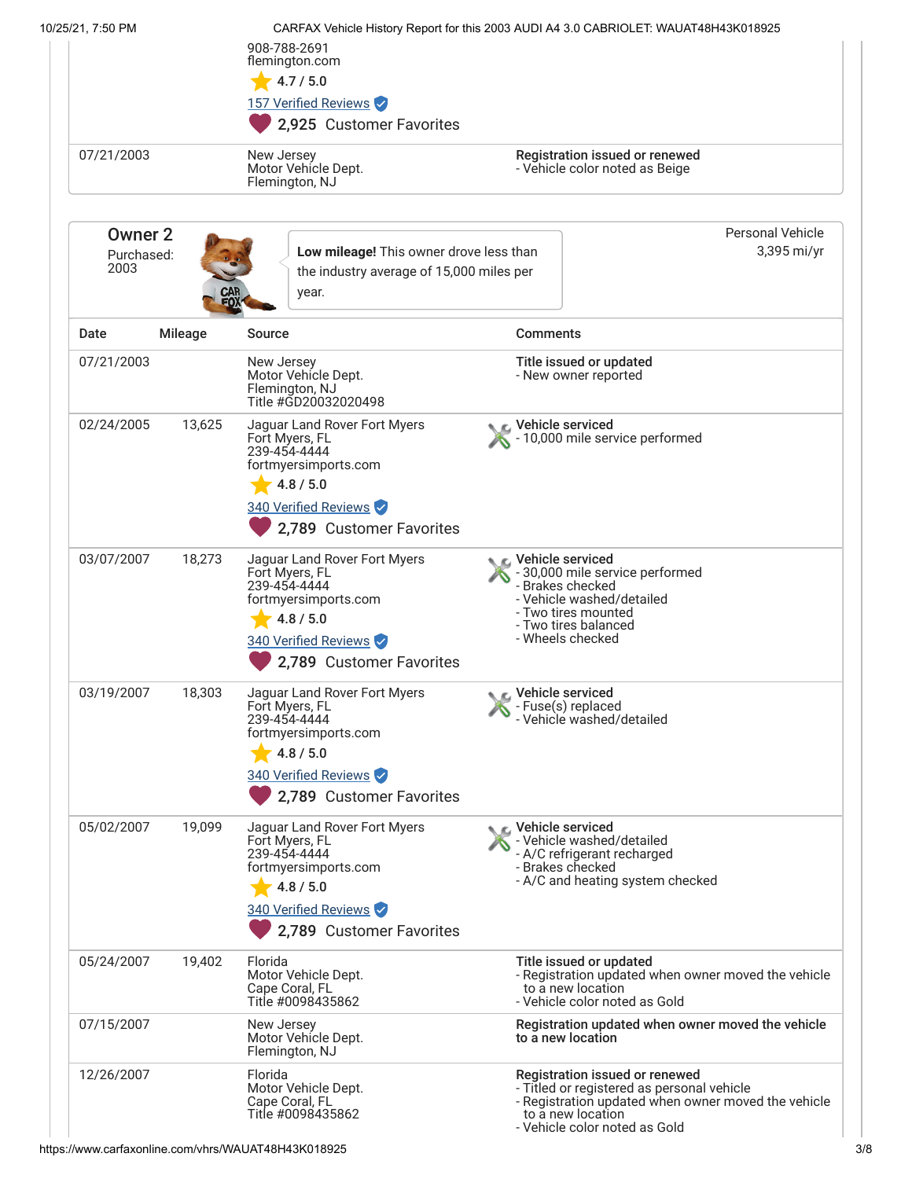| | | | |
|---|---|---|---|
| | | 908-788-2691<br>flemington.com<br>4.7 / 5.0<br>157 Verified Reviews<br>2,925 Customer Favorites | |
| 07/21/2003 | | New Jersey<br>Motor Vehicle Dept.<br>Flemington, NJ | **Registration issued or renewed**<br>- Vehicle color noted as Beige |

## Owner 2

Purchased: 2003

**Low mileage!** This owner drove less than the industry average of 15,000 miles per year.

Personal Vehicle
3,395 mi/yr

| Date | Mileage | Source | Comments |
|---|---|---|---|
| 07/21/2003 | | New Jersey<br>Motor Vehicle Dept.<br>Flemington, NJ<br>Title #GD20032020498 | **Title issued or updated**<br>- New owner reported |
| 02/24/2005 | 13,625 | Jaguar Land Rover Fort Myers<br>Fort Myers, FL<br>239-454-4444<br>fortmyersimports.com<br>4.8 / 5.0<br>340 Verified Reviews<br>2,789 Customer Favorites | **Vehicle serviced**<br>- 10,000 mile service performed |
| 03/07/2007 | 18,273 | Jaguar Land Rover Fort Myers<br>Fort Myers, FL<br>239-454-4444<br>fortmyersimports.com<br>4.8 / 5.0<br>340 Verified Reviews<br>2,789 Customer Favorites | **Vehicle serviced**<br>- 30,000 mile service performed<br>- Brakes checked<br>- Vehicle washed/detailed<br>- Two tires mounted<br>- Two tires balanced<br>- Wheels checked |
| 03/19/2007 | 18,303 | Jaguar Land Rover Fort Myers<br>Fort Myers, FL<br>239-454-4444<br>fortmyersimports.com<br>4.8 / 5.0<br>340 Verified Reviews<br>2,789 Customer Favorites | **Vehicle serviced**<br>- Fuse(s) replaced<br>- Vehicle washed/detailed |
| 05/02/2007 | 19,099 | Jaguar Land Rover Fort Myers<br>Fort Myers, FL<br>239-454-4444<br>fortmyersimports.com<br>4.8 / 5.0<br>340 Verified Reviews<br>2,789 Customer Favorites | **Vehicle serviced**<br>- Vehicle washed/detailed<br>- A/C refrigerant recharged<br>- Brakes checked<br>- A/C and heating system checked |
| 05/24/2007 | 19,402 | Florida<br>Motor Vehicle Dept.<br>Cape Coral, FL<br>Title #0098435862 | **Title issued or updated**<br>- Registration updated when owner moved the vehicle to a new location<br>- Vehicle color noted as Gold |
| 07/15/2007 | | New Jersey<br>Motor Vehicle Dept.<br>Flemington, NJ | **Registration updated when owner moved the vehicle to a new location** |
| 12/26/2007 | | Florida<br>Motor Vehicle Dept.<br>Cape Coral, FL<br>Title #0098435862 | **Registration issued or renewed**<br>- Titled or registered as personal vehicle<br>- Registration updated when owner moved the vehicle to a new location<br>- Vehicle color noted as Gold |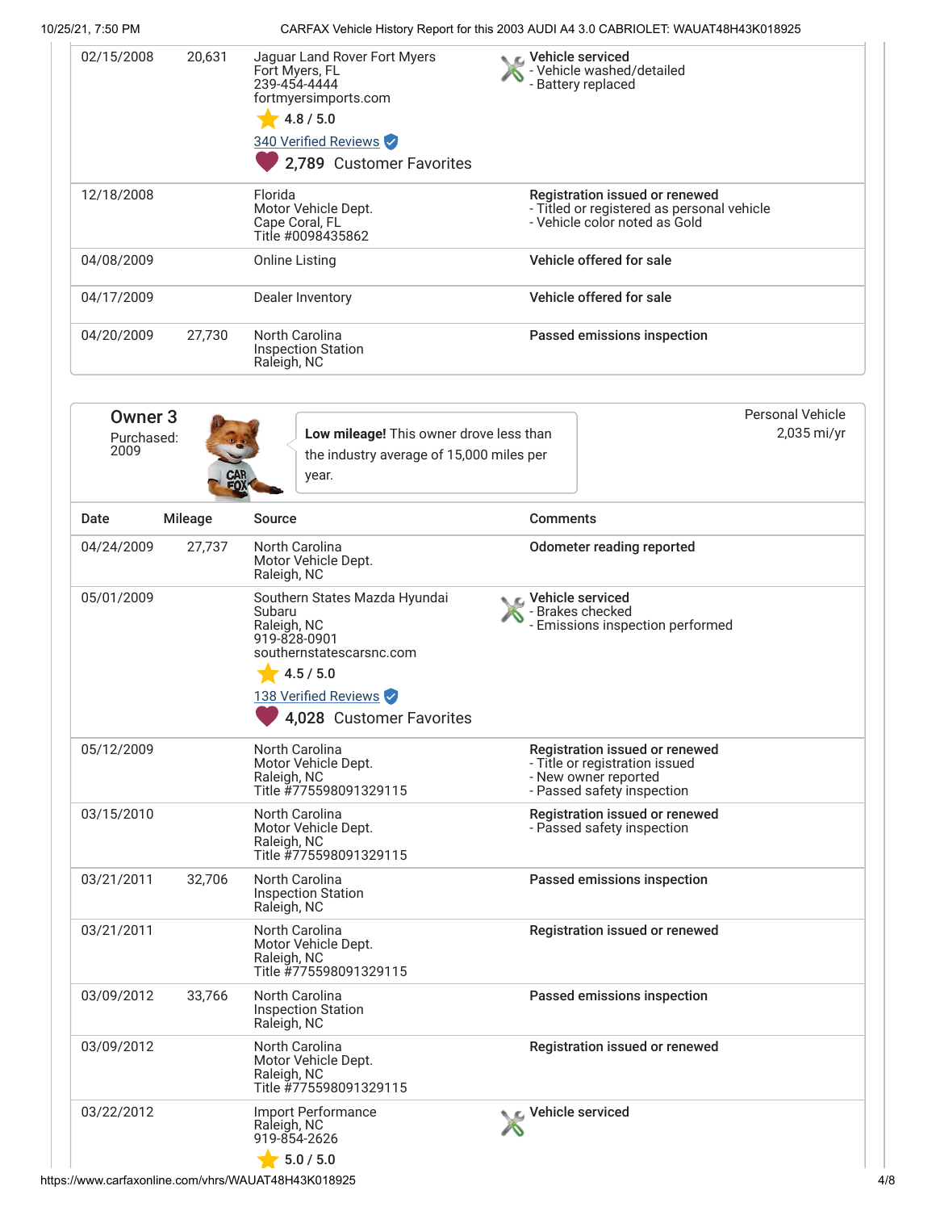| Date | Mileage | Source | Comments |
|---|---|---|---|
| 02/15/2008 | 20,631 | Jaguar Land Rover Fort Myers<br>Fort Myers, FL<br>239-454-4444<br>fortmyersimports.com<br>4.8 / 5.0<br>340 Verified Reviews<br>2,789 Customer Favorites | **Vehicle serviced**<br>- Vehicle washed/detailed<br>- Battery replaced |
| 12/18/2008 | | Florida<br>Motor Vehicle Dept.<br>Cape Coral, FL<br>Title #0098435862 | **Registration issued or renewed**<br>- Titled or registered as personal vehicle<br>- Vehicle color noted as Gold |
| 04/08/2009 | | Online Listing | **Vehicle offered for sale** |
| 04/17/2009 | | Dealer Inventory | **Vehicle offered for sale** |
| 04/20/2009 | 27,730 | North Carolina<br>Inspection Station<br>Raleigh, NC | **Passed emissions inspection** |

## Owner 3

Purchased: 2009

**Low mileage!** This owner drove less than the industry average of 15,000 miles per year.

Personal Vehicle
2,035 mi/yr

| Date | Mileage | Source | Comments |
|---|---|---|---|
| 04/24/2009 | 27,737 | North Carolina<br>Motor Vehicle Dept.<br>Raleigh, NC | **Odometer reading reported** |
| 05/01/2009 | | Southern States Mazda Hyundai Subaru<br>Raleigh, NC<br>919-828-0901<br>southernstatescarsnc.com<br>4.5 / 5.0<br>138 Verified Reviews<br>4,028 Customer Favorites | **Vehicle serviced**<br>- Brakes checked<br>- Emissions inspection performed |
| 05/12/2009 | | North Carolina<br>Motor Vehicle Dept.<br>Raleigh, NC<br>Title #775598091329115 | **Registration issued or renewed**<br>- Title or registration issued<br>- New owner reported<br>- Passed safety inspection |
| 03/15/2010 | | North Carolina<br>Motor Vehicle Dept.<br>Raleigh, NC<br>Title #775598091329115 | **Registration issued or renewed**<br>- Passed safety inspection |
| 03/21/2011 | 32,706 | North Carolina<br>Inspection Station<br>Raleigh, NC | **Passed emissions inspection** |
| 03/21/2011 | | North Carolina<br>Motor Vehicle Dept.<br>Raleigh, NC<br>Title #775598091329115 | **Registration issued or renewed** |
| 03/09/2012 | 33,766 | North Carolina<br>Inspection Station<br>Raleigh, NC | **Passed emissions inspection** |
| 03/09/2012 | | North Carolina<br>Motor Vehicle Dept.<br>Raleigh, NC<br>Title #775598091329115 | **Registration issued or renewed** |
| 03/22/2012 | | Import Performance<br>Raleigh, NC<br>919-854-2626<br>5.0 / 5.0 | **Vehicle serviced** |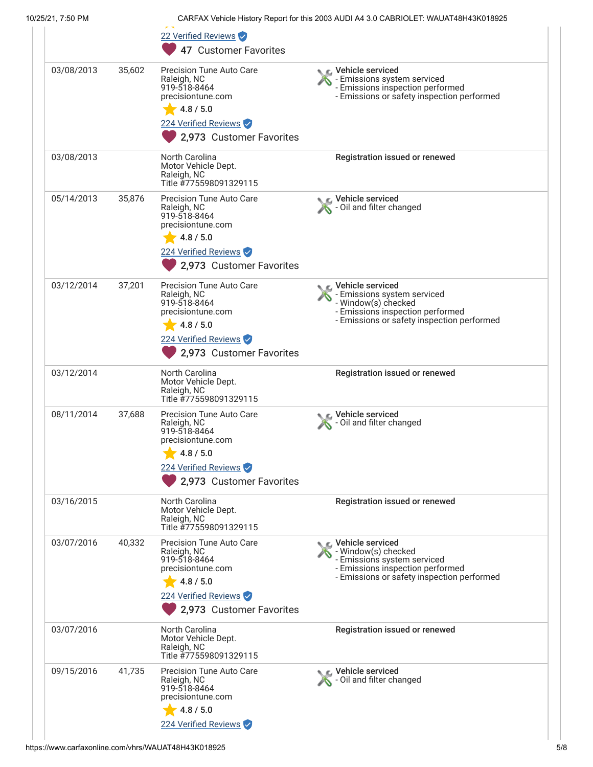| Date | Mileage | Source | Comments |
|---|---|---|---|
| | | 22 Verified Reviews<br>47 Customer Favorites | |
| 03/08/2013 | 35,602 | Precision Tune Auto Care<br>Raleigh, NC<br>919-518-8464<br>precisiontune.com<br>4.8 / 5.0<br>224 Verified Reviews<br>2,973 Customer Favorites | **Vehicle serviced**<br>- Emissions system serviced<br>- Emissions inspection performed<br>- Emissions or safety inspection performed |
| 03/08/2013 | | North Carolina<br>Motor Vehicle Dept.<br>Raleigh, NC<br>Title #775598091329115 | **Registration issued or renewed** |
| 05/14/2013 | 35,876 | Precision Tune Auto Care<br>Raleigh, NC<br>919-518-8464<br>precisiontune.com<br>4.8 / 5.0<br>224 Verified Reviews<br>2,973 Customer Favorites | **Vehicle serviced**<br>- Oil and filter changed |
| 03/12/2014 | 37,201 | Precision Tune Auto Care<br>Raleigh, NC<br>919-518-8464<br>precisiontune.com<br>4.8 / 5.0<br>224 Verified Reviews<br>2,973 Customer Favorites | **Vehicle serviced**<br>- Emissions system serviced<br>- Window(s) checked<br>- Emissions inspection performed<br>- Emissions or safety inspection performed |
| 03/12/2014 | | North Carolina<br>Motor Vehicle Dept.<br>Raleigh, NC<br>Title #775598091329115 | **Registration issued or renewed** |
| 08/11/2014 | 37,688 | Precision Tune Auto Care<br>Raleigh, NC<br>919-518-8464<br>precisiontune.com<br>4.8 / 5.0<br>224 Verified Reviews<br>2,973 Customer Favorites | **Vehicle serviced**<br>- Oil and filter changed |
| 03/16/2015 | | North Carolina<br>Motor Vehicle Dept.<br>Raleigh, NC<br>Title #775598091329115 | **Registration issued or renewed** |
| 03/07/2016 | 40,332 | Precision Tune Auto Care<br>Raleigh, NC<br>919-518-8464<br>precisiontune.com<br>4.8 / 5.0<br>224 Verified Reviews<br>2,973 Customer Favorites | **Vehicle serviced**<br>- Window(s) checked<br>- Emissions system serviced<br>- Emissions inspection performed<br>- Emissions or safety inspection performed |
| 03/07/2016 | | North Carolina<br>Motor Vehicle Dept.<br>Raleigh, NC<br>Title #775598091329115 | **Registration issued or renewed** |
| 09/15/2016 | 41,735 | Precision Tune Auto Care<br>Raleigh, NC<br>919-518-8464<br>precisiontune.com<br>4.8 / 5.0<br>224 Verified Reviews | **Vehicle serviced**<br>- Oil and filter changed |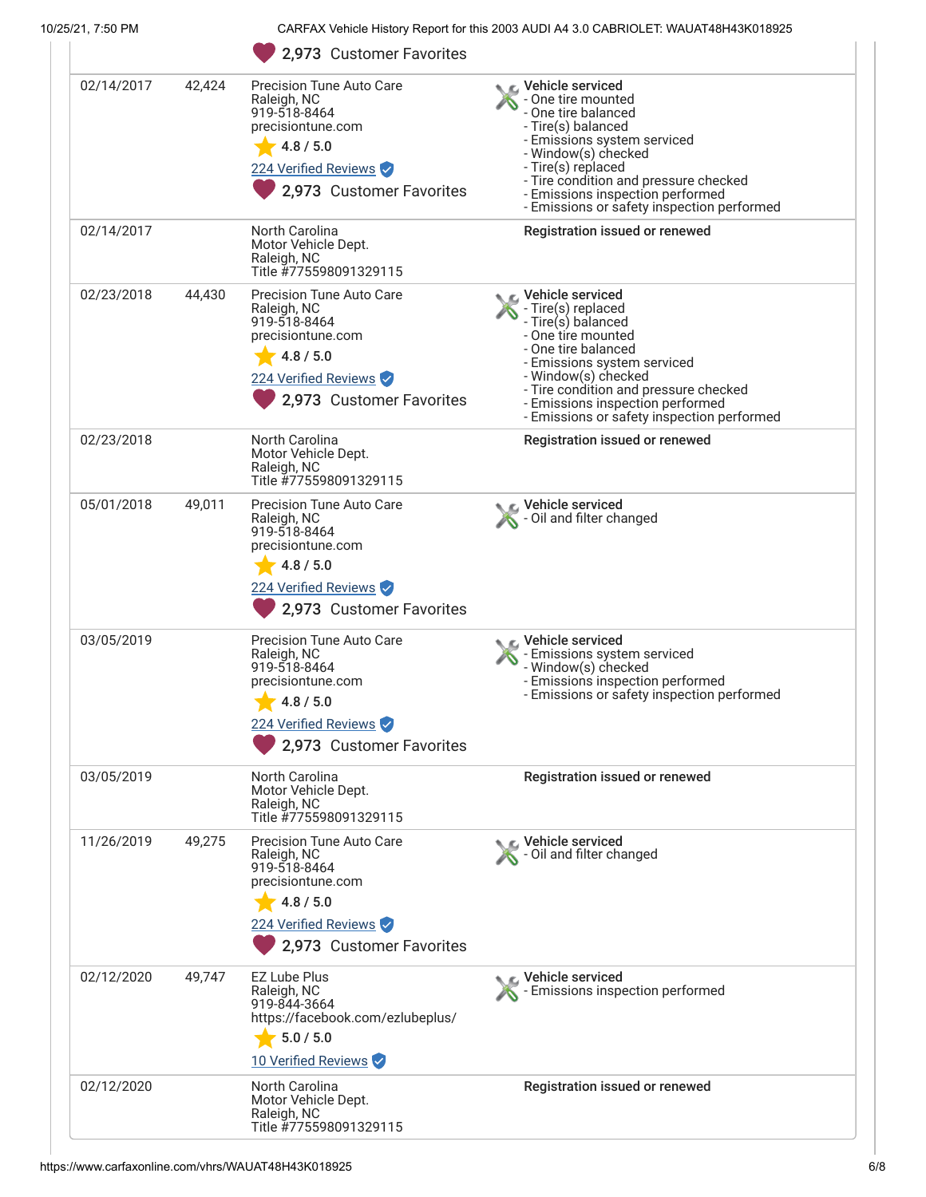| Date | Mileage | Source | Comments |
|---|---|---|---|
| | | 2,973 Customer Favorites | |
| 02/14/2017 | 42,424 | Precision Tune Auto Care<br>Raleigh, NC<br>919-518-8464<br>precisiontune.com<br>4.8 / 5.0<br>224 Verified Reviews<br>2,973 Customer Favorites | **Vehicle serviced**<br>- One tire mounted<br>- One tire balanced<br>- Tire(s) balanced<br>- Emissions system serviced<br>- Window(s) checked<br>- Tire(s) replaced<br>- Tire condition and pressure checked<br>- Emissions inspection performed<br>- Emissions or safety inspection performed |
| 02/14/2017 | | North Carolina<br>Motor Vehicle Dept.<br>Raleigh, NC<br>Title #775598091329115 | **Registration issued or renewed** |
| 02/23/2018 | 44,430 | Precision Tune Auto Care<br>Raleigh, NC<br>919-518-8464<br>precisiontune.com<br>4.8 / 5.0<br>224 Verified Reviews<br>2,973 Customer Favorites | **Vehicle serviced**<br>- Tire(s) replaced<br>- Tire(s) balanced<br>- One tire mounted<br>- One tire balanced<br>- Emissions system serviced<br>- Window(s) checked<br>- Tire condition and pressure checked<br>- Emissions inspection performed<br>- Emissions or safety inspection performed |
| 02/23/2018 | | North Carolina<br>Motor Vehicle Dept.<br>Raleigh, NC<br>Title #775598091329115 | **Registration issued or renewed** |
| 05/01/2018 | 49,011 | Precision Tune Auto Care<br>Raleigh, NC<br>919-518-8464<br>precisiontune.com<br>4.8 / 5.0<br>224 Verified Reviews<br>2,973 Customer Favorites | **Vehicle serviced**<br>- Oil and filter changed |
| 03/05/2019 | | Precision Tune Auto Care<br>Raleigh, NC<br>919-518-8464<br>precisiontune.com<br>4.8 / 5.0<br>224 Verified Reviews<br>2,973 Customer Favorites | **Vehicle serviced**<br>- Emissions system serviced<br>- Window(s) checked<br>- Emissions inspection performed<br>- Emissions or safety inspection performed |
| 03/05/2019 | | North Carolina<br>Motor Vehicle Dept.<br>Raleigh, NC<br>Title #775598091329115 | **Registration issued or renewed** |
| 11/26/2019 | 49,275 | Precision Tune Auto Care<br>Raleigh, NC<br>919-518-8464<br>precisiontune.com<br>4.8 / 5.0<br>224 Verified Reviews<br>2,973 Customer Favorites | **Vehicle serviced**<br>- Oil and filter changed |
| 02/12/2020 | 49,747 | EZ Lube Plus<br>Raleigh, NC<br>919-844-3664<br>https://facebook.com/ezlubeplus/<br>5.0 / 5.0<br>10 Verified Reviews | **Vehicle serviced**<br>- Emissions inspection performed |
| 02/12/2020 | | North Carolina<br>Motor Vehicle Dept.<br>Raleigh, NC<br>Title #775598091329115 | **Registration issued or renewed** |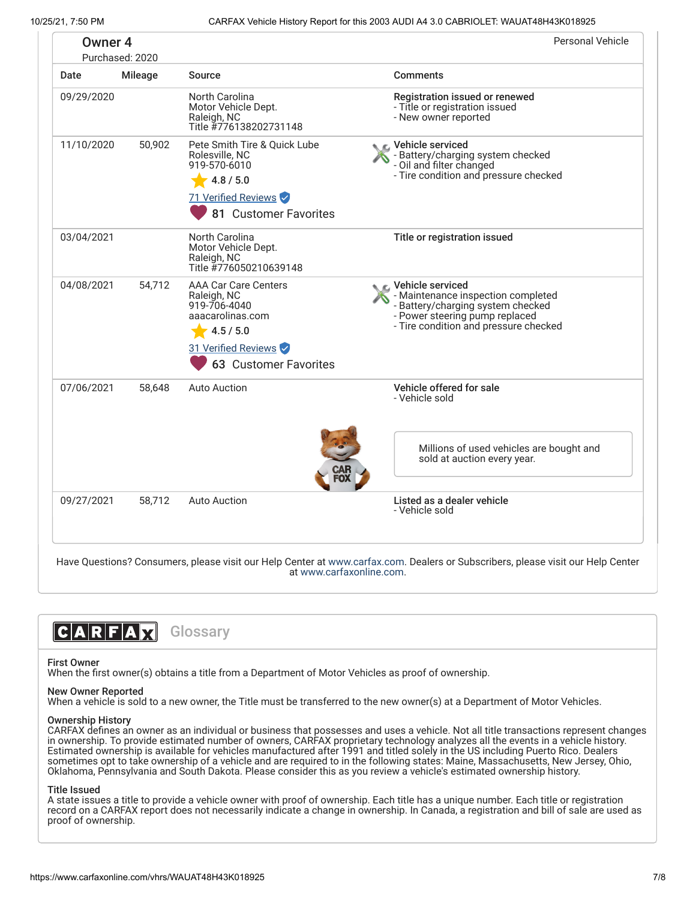## Owner 4

Purchased: 2020

Personal Vehicle

| Date | Mileage | Source | Comments |
|---|---|---|---|
| 09/29/2020 | | North Carolina Motor Vehicle Dept. Raleigh, NC Title #776138202731148 | **Registration issued or renewed** - Title or registration issued - New owner reported |
| 11/10/2020 | 50,902 | Pete Smith Tire & Quick Lube Rolesville, NC 919-570-6010 4.8 / 5.0 71 Verified Reviews 81 Customer Favorites | **Vehicle serviced** - Battery/charging system checked - Oil and filter changed - Tire condition and pressure checked |
| 03/04/2021 | | North Carolina Motor Vehicle Dept. Raleigh, NC Title #776050210639148 | **Title or registration issued** |
| 04/08/2021 | 54,712 | AAA Car Care Centers Raleigh, NC 919-706-4040 aaacarolinas.com 4.5 / 5.0 31 Verified Reviews 63 Customer Favorites | **Vehicle serviced** - Maintenance inspection completed - Battery/charging system checked - Power steering pump replaced - Tire condition and pressure checked |
| 07/06/2021 | 58,648 | Auto Auction | **Vehicle offered for sale** - Vehicle sold<br>Millions of used vehicles are bought and sold at auction every year. |
| 09/27/2021 | 58,712 | Auto Auction | **Listed as a dealer vehicle** - Vehicle sold |

Have Questions? Consumers, please visit our Help Center at www.carfax.com. Dealers or Subscribers, please visit our Help Center at www.carfaxonline.com.

## CARFAX Glossary

**First Owner**
When the first owner(s) obtains a title from a Department of Motor Vehicles as proof of ownership.

**New Owner Reported**
When a vehicle is sold to a new owner, the Title must be transferred to the new owner(s) at a Department of Motor Vehicles.

**Ownership History**
CARFAX defines an owner as an individual or business that possesses and uses a vehicle. Not all title transactions represent changes in ownership. To provide estimated number of owners, CARFAX proprietary technology analyzes all the events in a vehicle history. Estimated ownership is available for vehicles manufactured after 1991 and titled solely in the US including Puerto Rico. Dealers sometimes opt to take ownership of a vehicle and are required to in the following states: Maine, Massachusetts, New Jersey, Ohio, Oklahoma, Pennsylvania and South Dakota. Please consider this as you review a vehicle's estimated ownership history.

**Title Issued**
A state issues a title to provide a vehicle owner with proof of ownership. Each title has a unique number. Each title or registration record on a CARFAX report does not necessarily indicate a change in ownership. In Canada, a registration and bill of sale are used as proof of ownership.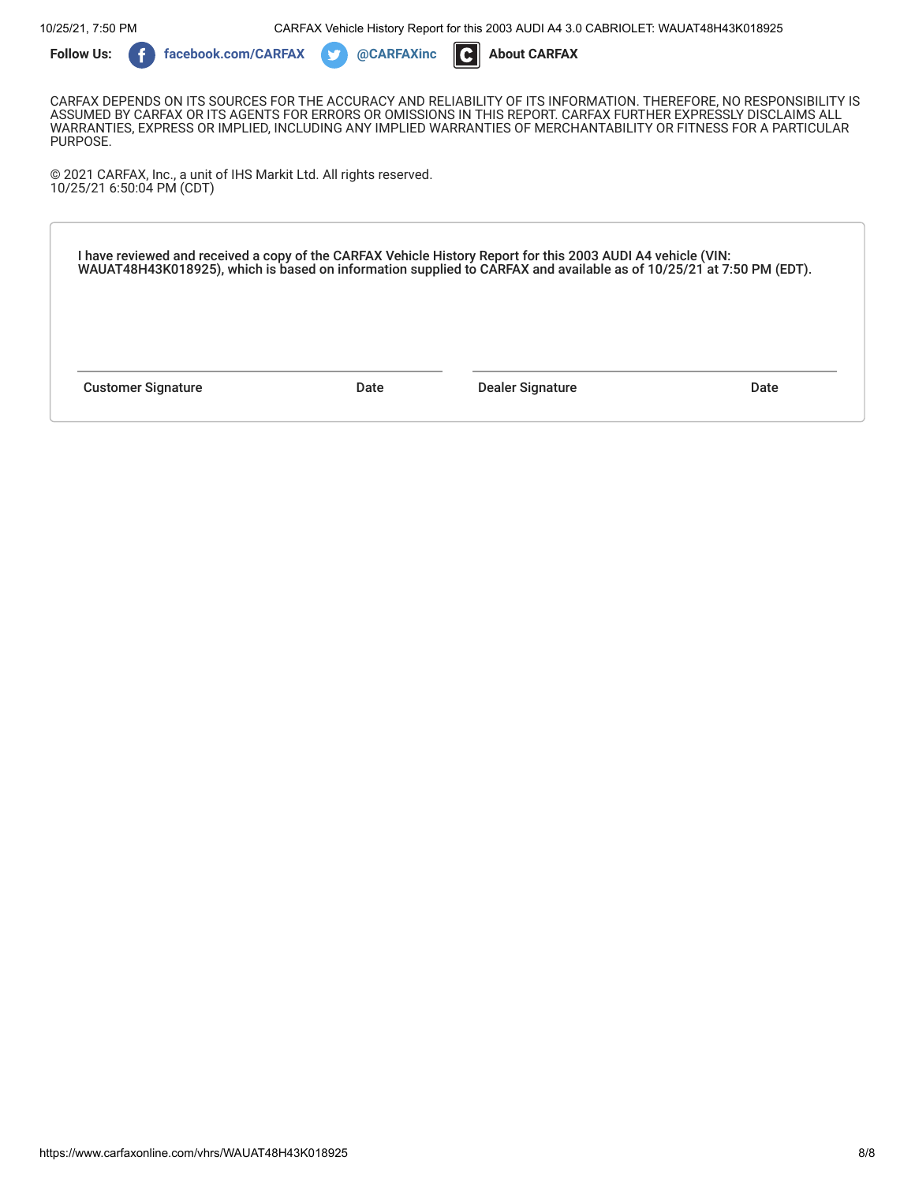Follow Us: facebook.com/CARFAX @CARFAXinc About CARFAX

CARFAX DEPENDS ON ITS SOURCES FOR THE ACCURACY AND RELIABILITY OF ITS INFORMATION. THEREFORE, NO RESPONSIBILITY IS ASSUMED BY CARFAX OR ITS AGENTS FOR ERRORS OR OMISSIONS IN THIS REPORT. CARFAX FURTHER EXPRESSLY DISCLAIMS ALL WARRANTIES, EXPRESS OR IMPLIED, INCLUDING ANY IMPLIED WARRANTIES OF MERCHANTABILITY OR FITNESS FOR A PARTICULAR PURPOSE.

© 2021 CARFAX, Inc., a unit of IHS Markit Ltd. All rights reserved.
10/25/21 6:50:04 PM (CDT)

**I have reviewed and received a copy of the CARFAX Vehicle History Report for this 2003 AUDI A4 vehicle (VIN: WAUAT48H43K018925), which is based on information supplied to CARFAX and available as of 10/25/21 at 7:50 PM (EDT).**

| | | | |
|---|---|---|---|
| **Customer Signature** | **Date** | **Dealer Signature** | **Date** |